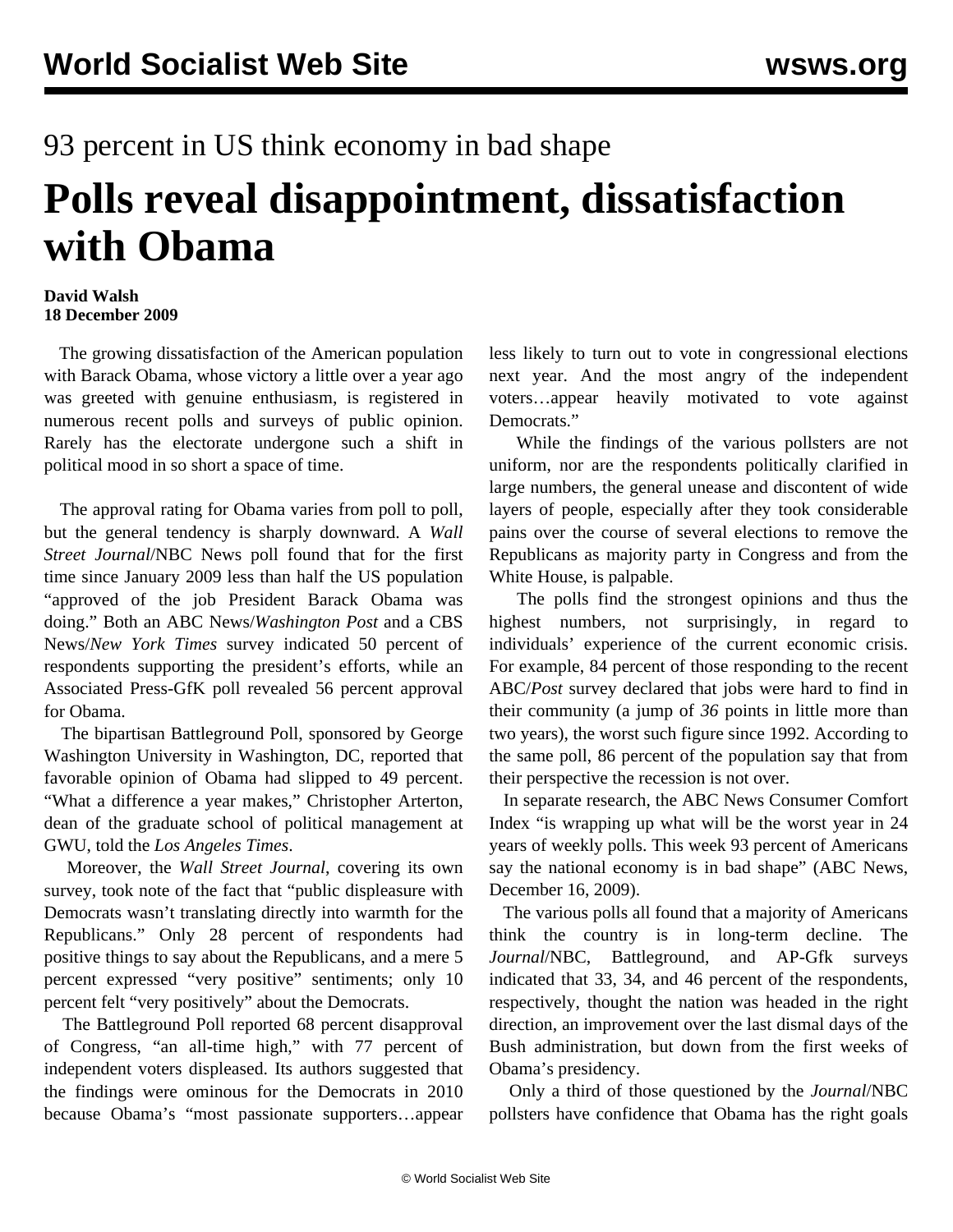93 percent in US think economy in bad shape

# Polls reveal disappointment, dissatisfaction with Obama

**David Walsh**
**18 December 2009**

The growing dissatisfaction of the American population with Barack Obama, whose victory a little over a year ago was greeted with genuine enthusiasm, is registered in numerous recent polls and surveys of public opinion. Rarely has the electorate undergone such a shift in political mood in so short a space of time.

The approval rating for Obama varies from poll to poll, but the general tendency is sharply downward. A *Wall Street Journal*/NBC News poll found that for the first time since January 2009 less than half the US population "approved of the job President Barack Obama was doing." Both an ABC News/*Washington Post* and a CBS News/*New York Times* survey indicated 50 percent of respondents supporting the president's efforts, while an Associated Press-GfK poll revealed 56 percent approval for Obama.

The bipartisan Battleground Poll, sponsored by George Washington University in Washington, DC, reported that favorable opinion of Obama had slipped to 49 percent. "What a difference a year makes," Christopher Arterton, dean of the graduate school of political management at GWU, told the *Los Angeles Times*.

Moreover, the *Wall Street Journal*, covering its own survey, took note of the fact that "public displeasure with Democrats wasn't translating directly into warmth for the Republicans." Only 28 percent of respondents had positive things to say about the Republicans, and a mere 5 percent expressed "very positive" sentiments; only 10 percent felt "very positively" about the Democrats.

The Battleground Poll reported 68 percent disapproval of Congress, "an all-time high," with 77 percent of independent voters displeased. Its authors suggested that the findings were ominous for the Democrats in 2010 because Obama's "most passionate supporters…appear less likely to turn out to vote in congressional elections next year. And the most angry of the independent voters…appear heavily motivated to vote against Democrats."

While the findings of the various pollsters are not uniform, nor are the respondents politically clarified in large numbers, the general unease and discontent of wide layers of people, especially after they took considerable pains over the course of several elections to remove the Republicans as majority party in Congress and from the White House, is palpable.

The polls find the strongest opinions and thus the highest numbers, not surprisingly, in regard to individuals' experience of the current economic crisis. For example, 84 percent of those responding to the recent ABC/*Post* survey declared that jobs were hard to find in their community (a jump of *36* points in little more than two years), the worst such figure since 1992. According to the same poll, 86 percent of the population say that from their perspective the recession is not over.

In separate research, the ABC News Consumer Comfort Index "is wrapping up what will be the worst year in 24 years of weekly polls. This week 93 percent of Americans say the national economy is in bad shape" (ABC News, December 16, 2009).

The various polls all found that a majority of Americans think the country is in long-term decline. The *Journal*/NBC, Battleground, and AP-Gfk surveys indicated that 33, 34, and 46 percent of the respondents, respectively, thought the nation was headed in the right direction, an improvement over the last dismal days of the Bush administration, but down from the first weeks of Obama's presidency.

Only a third of those questioned by the *Journal*/NBC pollsters have confidence that Obama has the right goals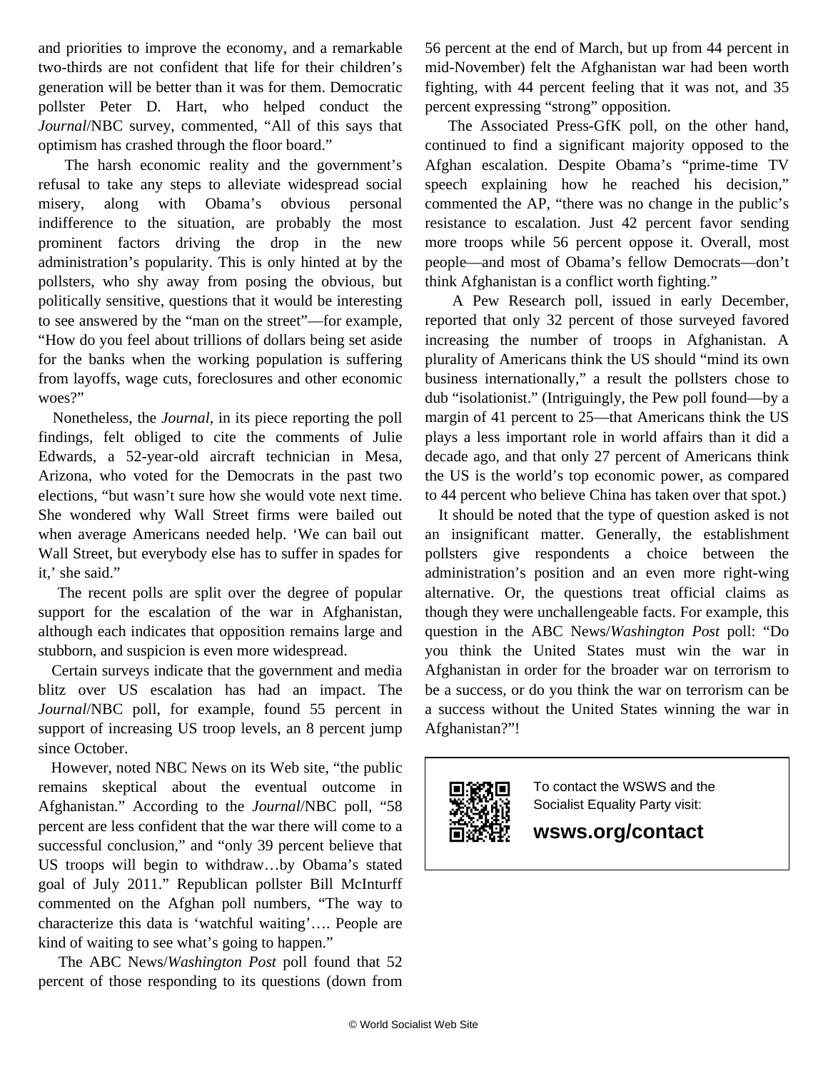and priorities to improve the economy, and a remarkable two-thirds are not confident that life for their children's generation will be better than it was for them. Democratic pollster Peter D. Hart, who helped conduct the *Journal*/NBC survey, commented, "All of this says that optimism has crashed through the floor board."

The harsh economic reality and the government's refusal to take any steps to alleviate widespread social misery, along with Obama's obvious personal indifference to the situation, are probably the most prominent factors driving the drop in the new administration's popularity. This is only hinted at by the pollsters, who shy away from posing the obvious, but politically sensitive, questions that it would be interesting to see answered by the "man on the street"—for example, "How do you feel about trillions of dollars being set aside for the banks when the working population is suffering from layoffs, wage cuts, foreclosures and other economic woes?"

Nonetheless, the *Journal*, in its piece reporting the poll findings, felt obliged to cite the comments of Julie Edwards, a 52-year-old aircraft technician in Mesa, Arizona, who voted for the Democrats in the past two elections, "but wasn't sure how she would vote next time. She wondered why Wall Street firms were bailed out when average Americans needed help. 'We can bail out Wall Street, but everybody else has to suffer in spades for it,' she said."

The recent polls are split over the degree of popular support for the escalation of the war in Afghanistan, although each indicates that opposition remains large and stubborn, and suspicion is even more widespread.

Certain surveys indicate that the government and media blitz over US escalation has had an impact. The *Journal*/NBC poll, for example, found 55 percent in support of increasing US troop levels, an 8 percent jump since October.

However, noted NBC News on its Web site, "the public remains skeptical about the eventual outcome in Afghanistan." According to the *Journal*/NBC poll, "58 percent are less confident that the war there will come to a successful conclusion," and "only 39 percent believe that US troops will begin to withdraw…by Obama's stated goal of July 2011." Republican pollster Bill McInturff commented on the Afghan poll numbers, "The way to characterize this data is 'watchful waiting'…. People are kind of waiting to see what's going to happen."

The ABC News/*Washington Post* poll found that 52 percent of those responding to its questions (down from 56 percent at the end of March, but up from 44 percent in mid-November) felt the Afghanistan war had been worth fighting, with 44 percent feeling that it was not, and 35 percent expressing "strong" opposition.

The Associated Press-GfK poll, on the other hand, continued to find a significant majority opposed to the Afghan escalation. Despite Obama's "prime-time TV speech explaining how he reached his decision," commented the AP, "there was no change in the public's resistance to escalation. Just 42 percent favor sending more troops while 56 percent oppose it. Overall, most people—and most of Obama's fellow Democrats—don't think Afghanistan is a conflict worth fighting."

A Pew Research poll, issued in early December, reported that only 32 percent of those surveyed favored increasing the number of troops in Afghanistan. A plurality of Americans think the US should "mind its own business internationally," a result the pollsters chose to dub "isolationist." (Intriguingly, the Pew poll found—by a margin of 41 percent to 25—that Americans think the US plays a less important role in world affairs than it did a decade ago, and that only 27 percent of Americans think the US is the world's top economic power, as compared to 44 percent who believe China has taken over that spot.)

It should be noted that the type of question asked is not an insignificant matter. Generally, the establishment pollsters give respondents a choice between the administration's position and an even more right-wing alternative. Or, the questions treat official claims as though they were unchallengeable facts. For example, this question in the ABC News/*Washington Post* poll: "Do you think the United States must win the war in Afghanistan in order for the broader war on terrorism to be a success, or do you think the war on terrorism can be a success without the United States winning the war in Afghanistan?"!

To contact the WSWS and the Socialist Equality Party visit:

**wsws.org/contact**